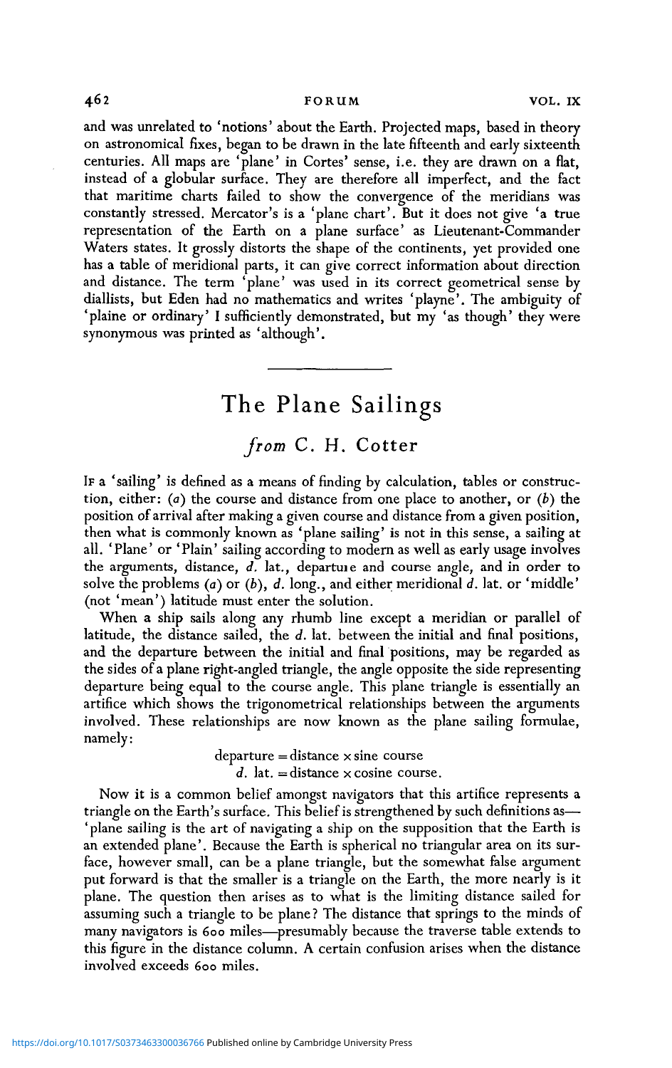and was unrelated to 'notions' about the Earth. Projected maps, based in theory on astronomical fixes, began to be drawn in the late fifteenth and early sixteenth centuries. All maps are 'plane' in Cortes' sense, i.e. they are drawn on a flat, instead of a globular surface. They are therefore all imperfect, and the fact that maritime charts failed to show the convergence of the meridians was constantly stressed. Mercator's is a 'plane chart'. But it does not give 'a true representation of the Earth on a plane surface' as Lieutenant-Commander Waters states. It grossly distorts the shape of the continents, yet provided one has a table of meridional parts, it can give correct information about direction and distance. The term 'plane' was used in its correct geometrical sense by diallists, but Eden had no mathematics and writes 'playne'. The ambiguity of 'plaine or ordinary' I sufficiently demonstrated, but my 'as though' they were synonymous was printed as 'although'.

---

# The Plane Sailings

## *from* C. H. Cotter

If a 'sailing' is defined as a means of finding by calculation, tables or construction, either: (*a*) the course and distance from one place to another, or (*b*) the position of arrival after making a given course and distance from a given position, then what is commonly known as 'plane sailing' is not in this sense, a sailing at all. 'Plane' or 'Plain' sailing according to modern as well as early usage involves the arguments, distance, *d.* lat., departure and course angle, and in order to solve the problems (*a*) or (*b*), *d.* long., and either meridional *d.* lat. or 'middle' (not 'mean') latitude must enter the solution.

When a ship sails along any rhumb line except a meridian or parallel of latitude, the distance sailed, the *d.* lat. between the initial and final positions, and the departure between the initial and final positions, may be regarded as the sides of a plane right-angled triangle, the angle opposite the side representing departure being equal to the course angle. This plane triangle is essentially an artifice which shows the trigonometrical relationships between the arguments involved. These relationships are now known as the plane sailing formulae, namely:

$$\text{departure} = \text{distance} \times \text{sine course}$$
$$d.\ \text{lat.} = \text{distance} \times \text{cosine course}.$$

Now it is a common belief amongst navigators that this artifice represents a triangle on the Earth's surface. This belief is strengthened by such definitions as—'plane sailing is the art of navigating a ship on the supposition that the Earth is an extended plane'. Because the Earth is spherical no triangular area on its surface, however small, can be a plane triangle, but the somewhat false argument put forward is that the smaller is a triangle on the Earth, the more nearly is it plane. The question then arises as to what is the limiting distance sailed for assuming such a triangle to be plane? The distance that springs to the minds of many navigators is 600 miles—presumably because the traverse table extends to this figure in the distance column. A certain confusion arises when the distance involved exceeds 600 miles.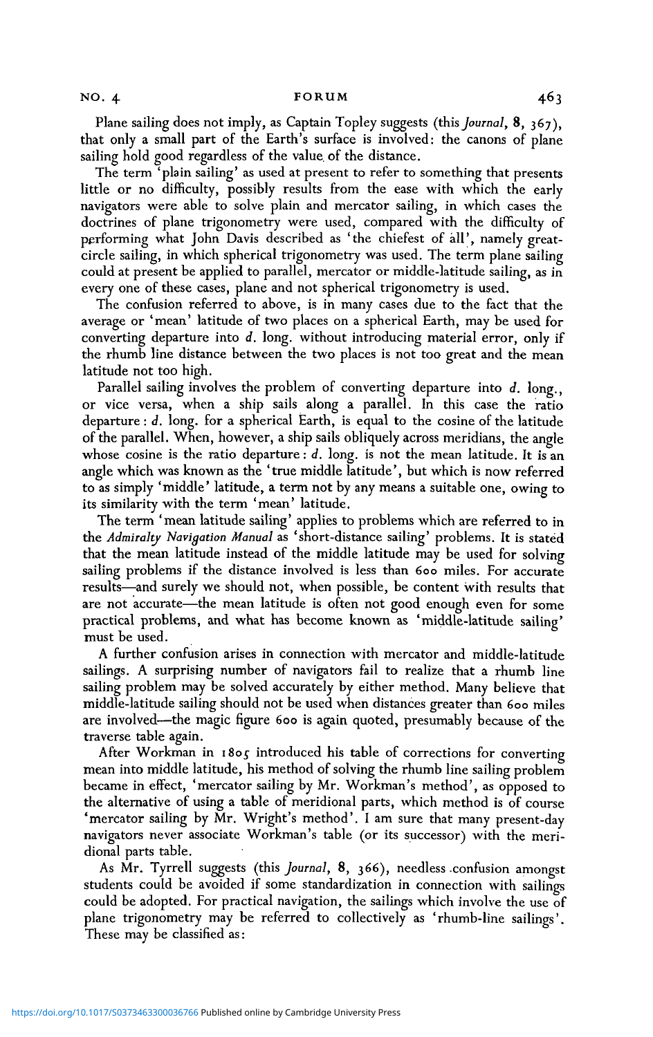Plane sailing does not imply, as Captain Topley suggests (this *Journal*, **8**, 367), that only a small part of the Earth's surface is involved: the canons of plane sailing hold good regardless of the value of the distance.

The term 'plain sailing' as used at present to refer to something that presents little or no difficulty, possibly results from the ease with which the early navigators were able to solve plain and mercator sailing, in which cases the doctrines of plane trigonometry were used, compared with the difficulty of performing what John Davis described as 'the chiefest of all', namely great-circle sailing, in which spherical trigonometry was used. The term plane sailing could at present be applied to parallel, mercator or middle-latitude sailing, as in every one of these cases, plane and not spherical trigonometry is used.

The confusion referred to above, is in many cases due to the fact that the average or 'mean' latitude of two places on a spherical Earth, may be used for converting departure into *d*. long. without introducing material error, only if the rhumb line distance between the two places is not too great and the mean latitude not too high.

Parallel sailing involves the problem of converting departure into *d*. long., or vice versa, when a ship sails along a parallel. In this case the ratio departure : *d*. long. for a spherical Earth, is equal to the cosine of the latitude of the parallel. When, however, a ship sails obliquely across meridians, the angle whose cosine is the ratio departure : *d*. long. is not the mean latitude. It is an angle which was known as the 'true middle latitude', but which is now referred to as simply 'middle' latitude, a term not by any means a suitable one, owing to its similarity with the term 'mean' latitude.

The term 'mean latitude sailing' applies to problems which are referred to in the *Admiralty Navigation Manual* as 'short-distance sailing' problems. It is stated that the mean latitude instead of the middle latitude may be used for solving sailing problems if the distance involved is less than 600 miles. For accurate results—and surely we should not, when possible, be content with results that are not accurate—the mean latitude is often not good enough even for some practical problems, and what has become known as 'middle-latitude sailing' must be used.

A further confusion arises in connection with mercator and middle-latitude sailings. A surprising number of navigators fail to realize that a rhumb line sailing problem may be solved accurately by either method. Many believe that middle-latitude sailing should not be used when distances greater than 600 miles are involved—the magic figure 600 is again quoted, presumably because of the traverse table again.

After Workman in 1805 introduced his table of corrections for converting mean into middle latitude, his method of solving the rhumb line sailing problem became in effect, 'mercator sailing by Mr. Workman's method', as opposed to the alternative of using a table of meridional parts, which method is of course 'mercator sailing by Mr. Wright's method'. I am sure that many present-day navigators never associate Workman's table (or its successor) with the meridional parts table.

As Mr. Tyrrell suggests (this *Journal*, **8**, 366), needless confusion amongst students could be avoided if some standardization in connection with sailings could be adopted. For practical navigation, the sailings which involve the use of plane trigonometry may be referred to collectively as 'rhumb-line sailings'. These may be classified as: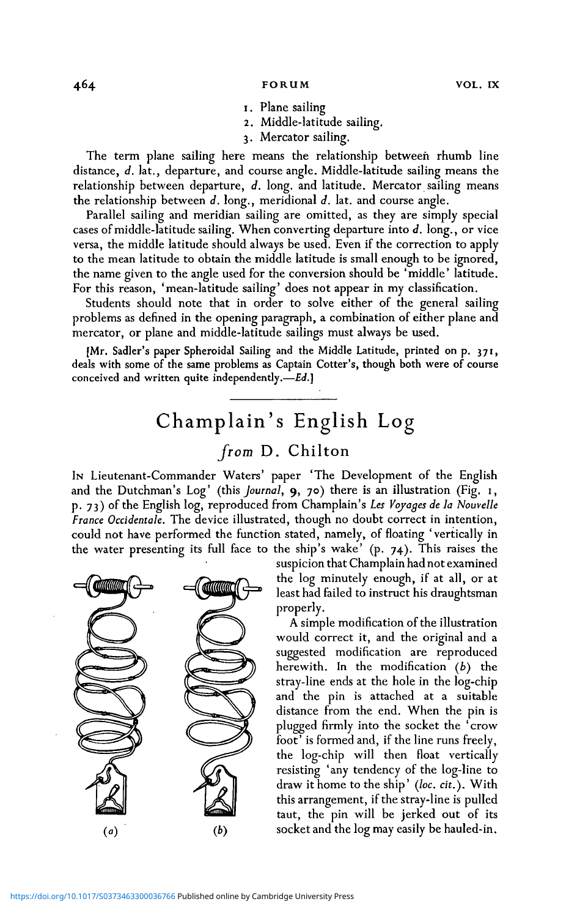1. Plane sailing
2. Middle-latitude sailing.
3. Mercator sailing.

The term plane sailing here means the relationship between rhumb line distance, *d.* lat., departure, and course angle. Middle-latitude sailing means the relationship between departure, *d.* long. and latitude. Mercator sailing means the relationship between *d.* long., meridional *d.* lat. and course angle.

Parallel sailing and meridian sailing are omitted, as they are simply special cases of middle-latitude sailing. When converting departure into *d.* long., or vice versa, the middle latitude should always be used. Even if the correction to apply to the mean latitude to obtain the middle latitude is small enough to be ignored, the name given to the angle used for the conversion should be 'middle' latitude. For this reason, 'mean-latitude sailing' does not appear in my classification.

Students should note that in order to solve either of the general sailing problems as defined in the opening paragraph, a combination of either plane and mercator, or plane and middle-latitude sailings must always be used.

[Mr. Sadler's paper Spheroidal Sailing and the Middle Latitude, printed on p. 371, deals with some of the same problems as Captain Cotter's, though both were of course conceived and written quite independently.—*Ed.*]

# Champlain's English Log

## *from* D. Chilton

In Lieutenant-Commander Waters' paper 'The Development of the English and the Dutchman's Log' (this *Journal*, **9**, 70) there is an illustration (Fig. 1, p. 73) of the English log, reproduced from Champlain's *Les Voyages de la Nouvelle France Occidentale.* The device illustrated, though no doubt correct in intention, could not have performed the function stated, namely, of floating 'vertically in the water presenting its full face to the ship's wake' (p. 74). This raises the suspicion that Champlain had not examined the log minutely enough, if at all, or at least had failed to instruct his draughtsman properly.

A simple modification of the illustration would correct it, and the original and a suggested modification are reproduced herewith. In the modification (*b*) the stray-line ends at the hole in the log-chip and the pin is attached at a suitable distance from the end. When the pin is plugged firmly into the socket the 'crow foot' is formed and, if the line runs freely, the log-chip will then float vertically resisting 'any tendency of the log-line to draw it home to the ship' (*loc. cit.*). With this arrangement, if the stray-line is pulled taut, the pin will be jerked out of its socket and the log may easily be hauled-in.

(*a*) (*b*)